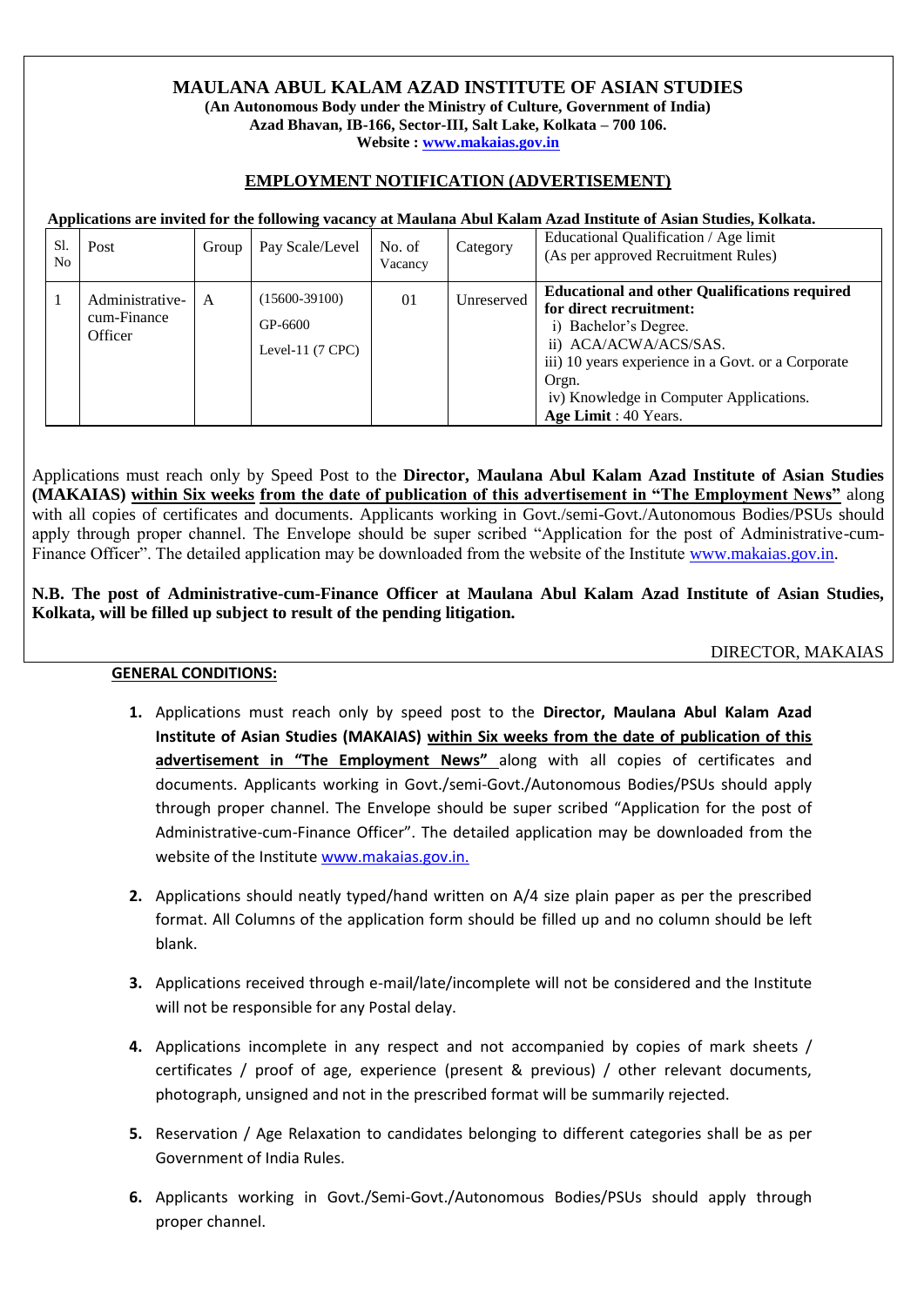# MAULANA ABUL KALAM AZAD INSTITUTE OF ASIAN STUDIES

**(An Autonomous Body under the Ministry of Culture, Government of India)**
**Azad Bhavan, IB-166, Sector-III, Salt Lake, Kolkata – 700 106.**
**Website : www.makaias.gov.in**

## EMPLOYMENT NOTIFICATION (ADVERTISEMENT)

**Applications are invited for the following vacancy at Maulana Abul Kalam Azad Institute of Asian Studies, Kolkata.**

| Sl. No | Post | Group | Pay Scale/Level | No. of Vacancy | Category | Educational Qualification / Age limit (As per approved Recruitment Rules) |
|---|---|---|---|---|---|---|
| 1 | Administrative-cum-Finance Officer | A | (15600-39100) GP-6600 Level-11 (7 CPC) | 01 | Unreserved | **Educational and other Qualifications required for direct recruitment:** i) Bachelor's Degree. ii) ACA/ACWA/ACS/SAS. iii) 10 years experience in a Govt. or a Corporate Orgn. iv) Knowledge in Computer Applications. **Age Limit** : 40 Years. |

Applications must reach only by Speed Post to the **Director, Maulana Abul Kalam Azad Institute of Asian Studies (MAKAIAS)** **within Six weeks** **from the date of publication of this advertisement in "The Employment News"** along with all copies of certificates and documents. Applicants working in Govt./semi-Govt./Autonomous Bodies/PSUs should apply through proper channel. The Envelope should be super scribed "Application for the post of Administrative-cum-Finance Officer". The detailed application may be downloaded from the website of the Institute www.makaias.gov.in.

**N.B. The post of Administrative-cum-Finance Officer at Maulana Abul Kalam Azad Institute of Asian Studies, Kolkata, will be filled up subject to result of the pending litigation.**

DIRECTOR, MAKAIAS

**GENERAL CONDITIONS:**

1. Applications must reach only by speed post to the **Director, Maulana Abul Kalam Azad Institute of Asian Studies (MAKAIAS)** **within Six weeks from the date of publication of this advertisement in "The Employment News"** along with all copies of certificates and documents. Applicants working in Govt./semi-Govt./Autonomous Bodies/PSUs should apply through proper channel. The Envelope should be super scribed "Application for the post of Administrative-cum-Finance Officer". The detailed application may be downloaded from the website of the Institute www.makaias.gov.in.

2. Applications should neatly typed/hand written on A/4 size plain paper as per the prescribed format. All Columns of the application form should be filled up and no column should be left blank.

3. Applications received through e-mail/late/incomplete will not be considered and the Institute will not be responsible for any Postal delay.

4. Applications incomplete in any respect and not accompanied by copies of mark sheets / certificates / proof of age, experience (present & previous) / other relevant documents, photograph, unsigned and not in the prescribed format will be summarily rejected.

5. Reservation / Age Relaxation to candidates belonging to different categories shall be as per Government of India Rules.

6. Applicants working in Govt./Semi-Govt./Autonomous Bodies/PSUs should apply through proper channel.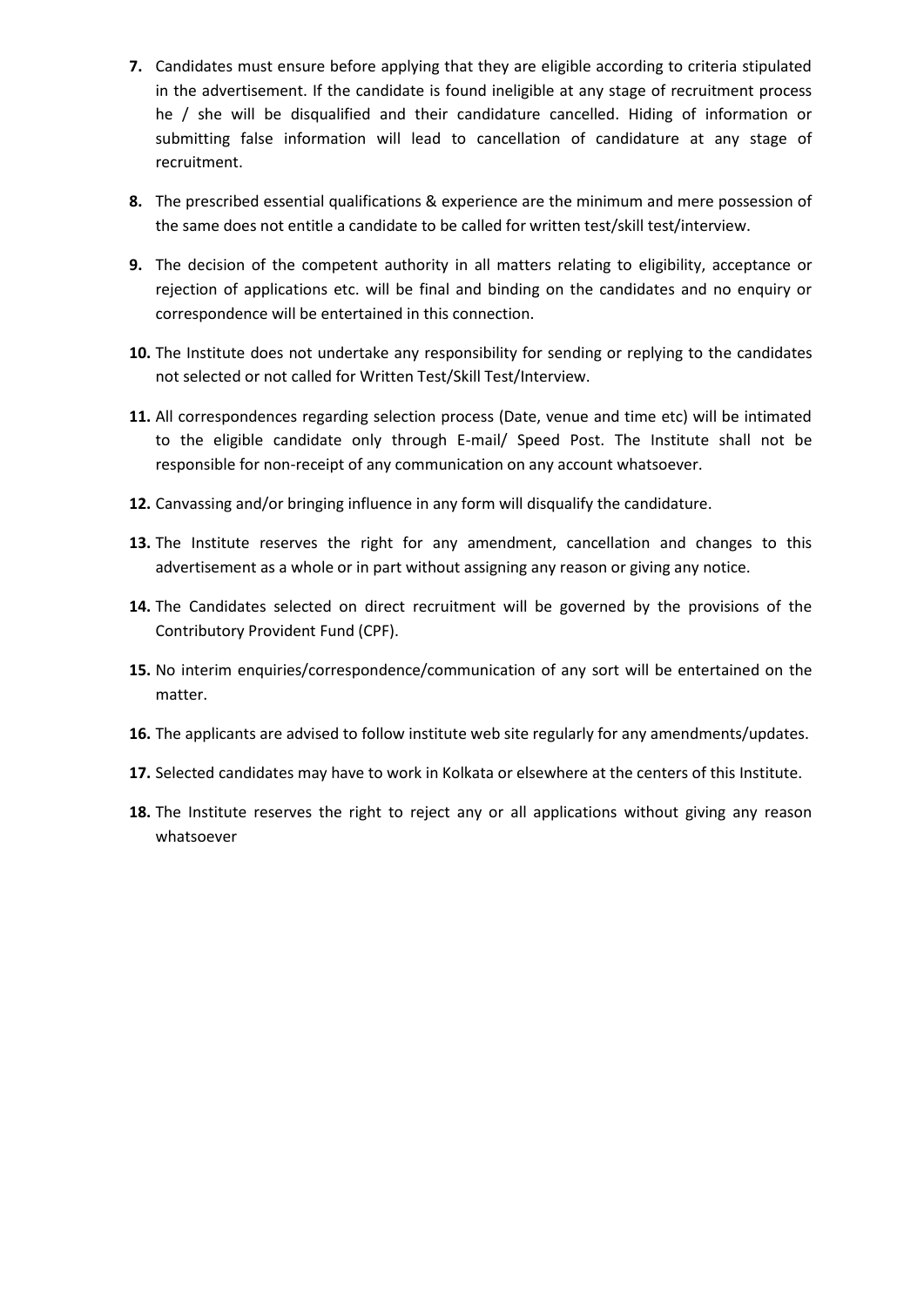7. Candidates must ensure before applying that they are eligible according to criteria stipulated in the advertisement. If the candidate is found ineligible at any stage of recruitment process he / she will be disqualified and their candidature cancelled. Hiding of information or submitting false information will lead to cancellation of candidature at any stage of recruitment.

8. The prescribed essential qualifications & experience are the minimum and mere possession of the same does not entitle a candidate to be called for written test/skill test/interview.

9. The decision of the competent authority in all matters relating to eligibility, acceptance or rejection of applications etc. will be final and binding on the candidates and no enquiry or correspondence will be entertained in this connection.

10. The Institute does not undertake any responsibility for sending or replying to the candidates not selected or not called for Written Test/Skill Test/Interview.

11. All correspondences regarding selection process (Date, venue and time etc) will be intimated to the eligible candidate only through E-mail/ Speed Post. The Institute shall not be responsible for non-receipt of any communication on any account whatsoever.

12. Canvassing and/or bringing influence in any form will disqualify the candidature.

13. The Institute reserves the right for any amendment, cancellation and changes to this advertisement as a whole or in part without assigning any reason or giving any notice.

14. The Candidates selected on direct recruitment will be governed by the provisions of the Contributory Provident Fund (CPF).

15. No interim enquiries/correspondence/communication of any sort will be entertained on the matter.

16. The applicants are advised to follow institute web site regularly for any amendments/updates.

17. Selected candidates may have to work in Kolkata or elsewhere at the centers of this Institute.

18. The Institute reserves the right to reject any or all applications without giving any reason whatsoever